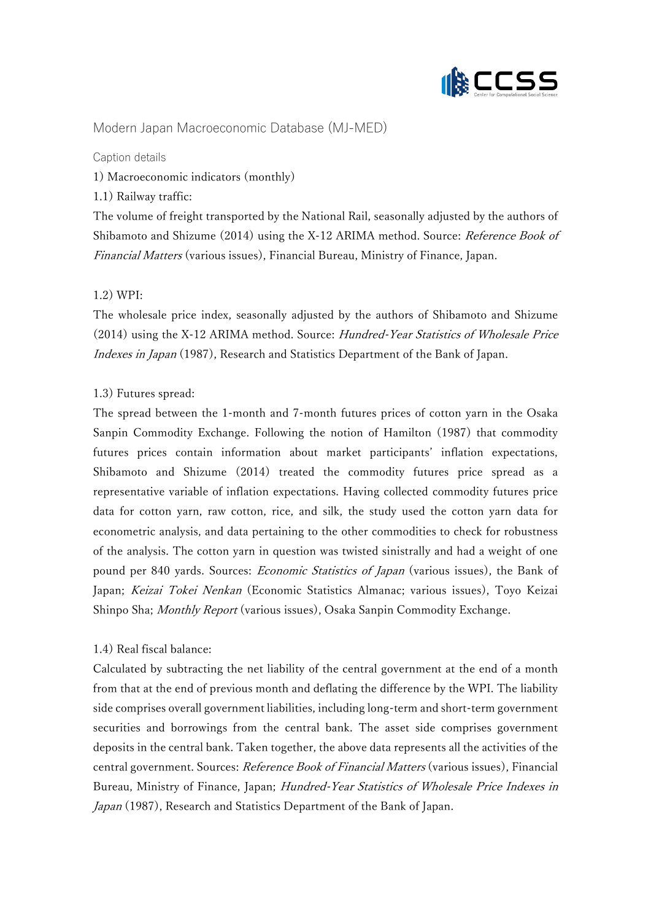# Modern Japan Macroeconomic Database (MJ-MED)

## Caption details

### 1) Macroeconomic indicators (monthly)

#### 1.1) Railway traffic:

The volume of freight transported by the National Rail, seasonally adjusted by the authors of Shibamoto and Shizume (2014) using the X-12 ARIMA method. Source: *Reference Book of Financial Matters* (various issues), Financial Bureau, Ministry of Finance, Japan.

#### 1.2) WPI:

The wholesale price index, seasonally adjusted by the authors of Shibamoto and Shizume (2014) using the X-12 ARIMA method. Source: *Hundred-Year Statistics of Wholesale Price Indexes in Japan* (1987), Research and Statistics Department of the Bank of Japan.

#### 1.3) Futures spread:

The spread between the 1-month and 7-month futures prices of cotton yarn in the Osaka Sanpin Commodity Exchange. Following the notion of Hamilton (1987) that commodity futures prices contain information about market participants' inflation expectations, Shibamoto and Shizume (2014) treated the commodity futures price spread as a representative variable of inflation expectations. Having collected commodity futures price data for cotton yarn, raw cotton, rice, and silk, the study used the cotton yarn data for econometric analysis, and data pertaining to the other commodities to check for robustness of the analysis. The cotton yarn in question was twisted sinistrally and had a weight of one pound per 840 yards. Sources: *Economic Statistics of Japan* (various issues), the Bank of Japan; *Keizai Tokei Nenkan* (Economic Statistics Almanac; various issues), Toyo Keizai Shinpo Sha; *Monthly Report* (various issues), Osaka Sanpin Commodity Exchange.

#### 1.4) Real fiscal balance:

Calculated by subtracting the net liability of the central government at the end of a month from that at the end of previous month and deflating the difference by the WPI. The liability side comprises overall government liabilities, including long-term and short-term government securities and borrowings from the central bank. The asset side comprises government deposits in the central bank. Taken together, the above data represents all the activities of the central government. Sources: *Reference Book of Financial Matters* (various issues), Financial Bureau, Ministry of Finance, Japan; *Hundred-Year Statistics of Wholesale Price Indexes in Japan* (1987), Research and Statistics Department of the Bank of Japan.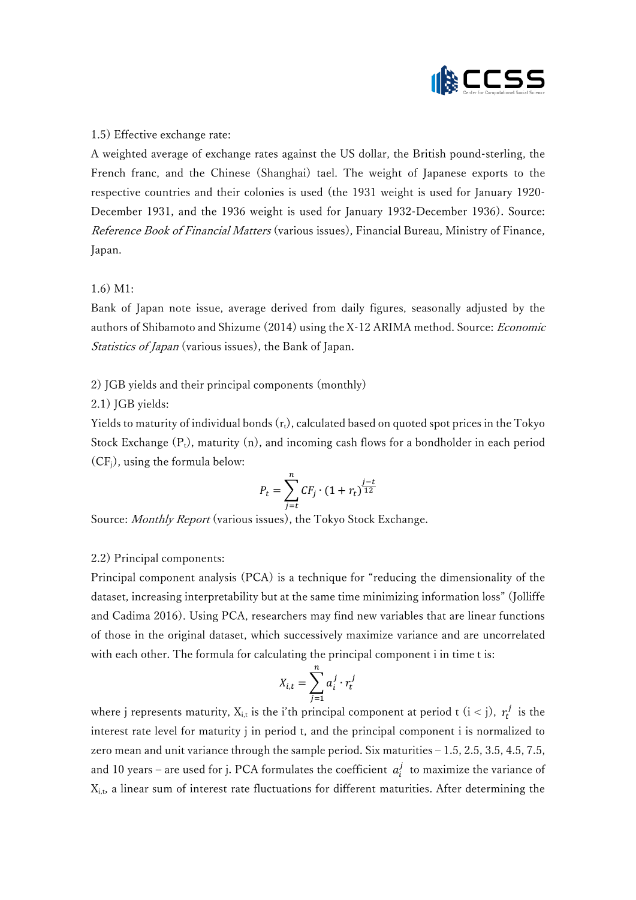1.5) Effective exchange rate:

A weighted average of exchange rates against the US dollar, the British pound-sterling, the French franc, and the Chinese (Shanghai) tael. The weight of Japanese exports to the respective countries and their colonies is used (the 1931 weight is used for January 1920-December 1931, and the 1936 weight is used for January 1932-December 1936). Source: *Reference Book of Financial Matters* (various issues), Financial Bureau, Ministry of Finance, Japan.

1.6) M1:

Bank of Japan note issue, average derived from daily figures, seasonally adjusted by the authors of Shibamoto and Shizume (2014) using the X-12 ARIMA method. Source: *Economic Statistics of Japan* (various issues), the Bank of Japan.

2) JGB yields and their principal components (monthly)

2.1) JGB yields:

Yields to maturity of individual bonds ($r_t$), calculated based on quoted spot prices in the Tokyo Stock Exchange ($P_t$), maturity (n), and incoming cash flows for a bondholder in each period ($CF_j$), using the formula below:

$$P_t = \sum_{j=t}^{n} CF_j \cdot (1 + r_t)^{\frac{j-t}{12}}$$

Source: *Monthly Report* (various issues), the Tokyo Stock Exchange.

2.2) Principal components:

Principal component analysis (PCA) is a technique for "reducing the dimensionality of the dataset, increasing interpretability but at the same time minimizing information loss" (Jolliffe and Cadima 2016). Using PCA, researchers may find new variables that are linear functions of those in the original dataset, which successively maximize variance and are uncorrelated with each other. The formula for calculating the principal component i in time t is:

$$X_{i,t} = \sum_{j=1}^{n} a_i^j \cdot r_t^j$$

where j represents maturity, $X_{i,t}$ is the i'th principal component at period t ($i < j$), $r_t^j$ is the interest rate level for maturity j in period t, and the principal component i is normalized to zero mean and unit variance through the sample period. Six maturities – 1.5, 2.5, 3.5, 4.5, 7.5, and 10 years – are used for j. PCA formulates the coefficient $a_i^j$ to maximize the variance of $X_{i,t}$, a linear sum of interest rate fluctuations for different maturities. After determining the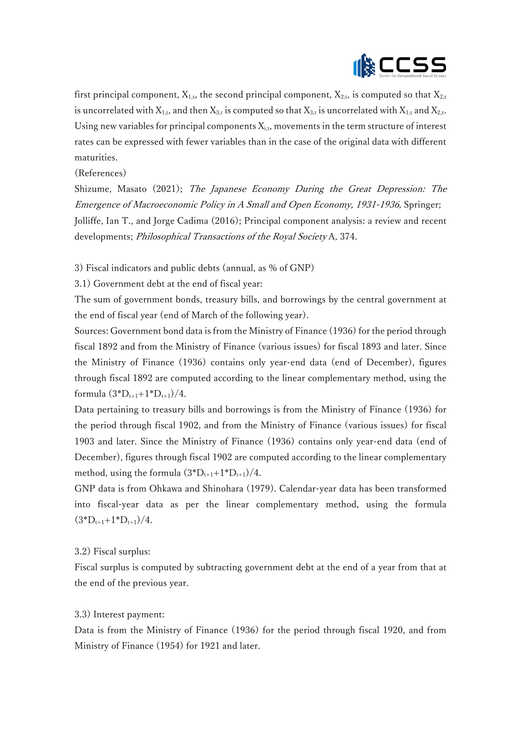first principal component, $X_{1,t}$, the second principal component, $X_{2,t}$, is computed so that $X_{2,t}$ is uncorrelated with $X_{1,t}$, and then $X_{3,t}$ is computed so that $X_{3,t}$ is uncorrelated with $X_{1,t}$ and $X_{2,t}$. Using new variables for principal components $X_{i,t}$, movements in the term structure of interest rates can be expressed with fewer variables than in the case of the original data with different maturities.

(References)

Shizume, Masato (2021); *The Japanese Economy During the Great Depression: The Emergence of Macroeconomic Policy in A Small and Open Economy, 1931-1936*, Springer; Jolliffe, Ian T., and Jorge Cadima (2016); Principal component analysis: a review and recent developments; *Philosophical Transactions of the Royal Society* A, 374.

3) Fiscal indicators and public debts (annual, as % of GNP)

3.1) Government debt at the end of fiscal year:

The sum of government bonds, treasury bills, and borrowings by the central government at the end of fiscal year (end of March of the following year).

Sources: Government bond data is from the Ministry of Finance (1936) for the period through fiscal 1892 and from the Ministry of Finance (various issues) for fiscal 1893 and later. Since the Ministry of Finance (1936) contains only year-end data (end of December), figures through fiscal 1892 are computed according to the linear complementary method, using the formula $(3*D_{t+1}+1*D_{t+1})/4$.

Data pertaining to treasury bills and borrowings is from the Ministry of Finance (1936) for the period through fiscal 1902, and from the Ministry of Finance (various issues) for fiscal 1903 and later. Since the Ministry of Finance (1936) contains only year-end data (end of December), figures through fiscal 1902 are computed according to the linear complementary method, using the formula $(3*D_{t+1}+1*D_{t+1})/4$.

GNP data is from Ohkawa and Shinohara (1979). Calendar-year data has been transformed into fiscal-year data as per the linear complementary method, using the formula $(3*D_{t+1}+1*D_{t+1})/4$.

3.2) Fiscal surplus:

Fiscal surplus is computed by subtracting government debt at the end of a year from that at the end of the previous year.

3.3) Interest payment:

Data is from the Ministry of Finance (1936) for the period through fiscal 1920, and from Ministry of Finance (1954) for 1921 and later.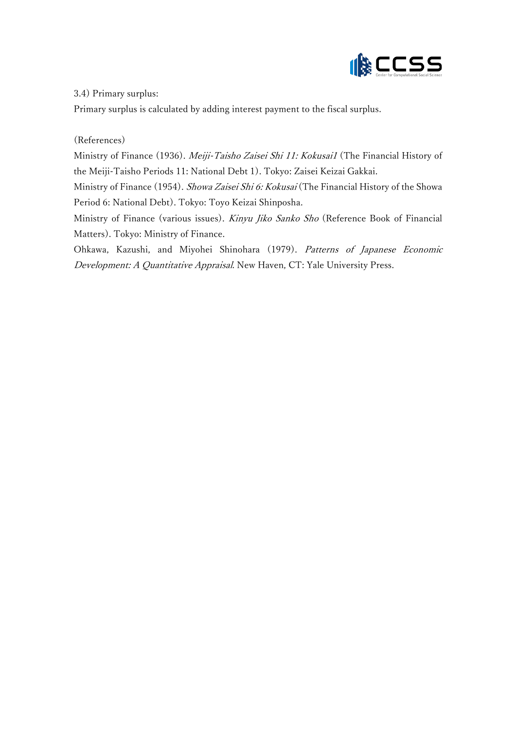3.4) Primary surplus:

Primary surplus is calculated by adding interest payment to the fiscal surplus.

(References)

Ministry of Finance (1936). *Meiji-Taisho Zaisei Shi 11: Kokusai1* (The Financial History of the Meiji-Taisho Periods 11: National Debt 1). Tokyo: Zaisei Keizai Gakkai.

Ministry of Finance (1954). *Showa Zaisei Shi 6: Kokusai* (The Financial History of the Showa Period 6: National Debt). Tokyo: Toyo Keizai Shinposha.

Ministry of Finance (various issues). *Kinyu Jiko Sanko Sho* (Reference Book of Financial Matters). Tokyo: Ministry of Finance.

Ohkawa, Kazushi, and Miyohei Shinohara (1979). *Patterns of Japanese Economic Development: A Quantitative Appraisal*. New Haven, CT: Yale University Press.